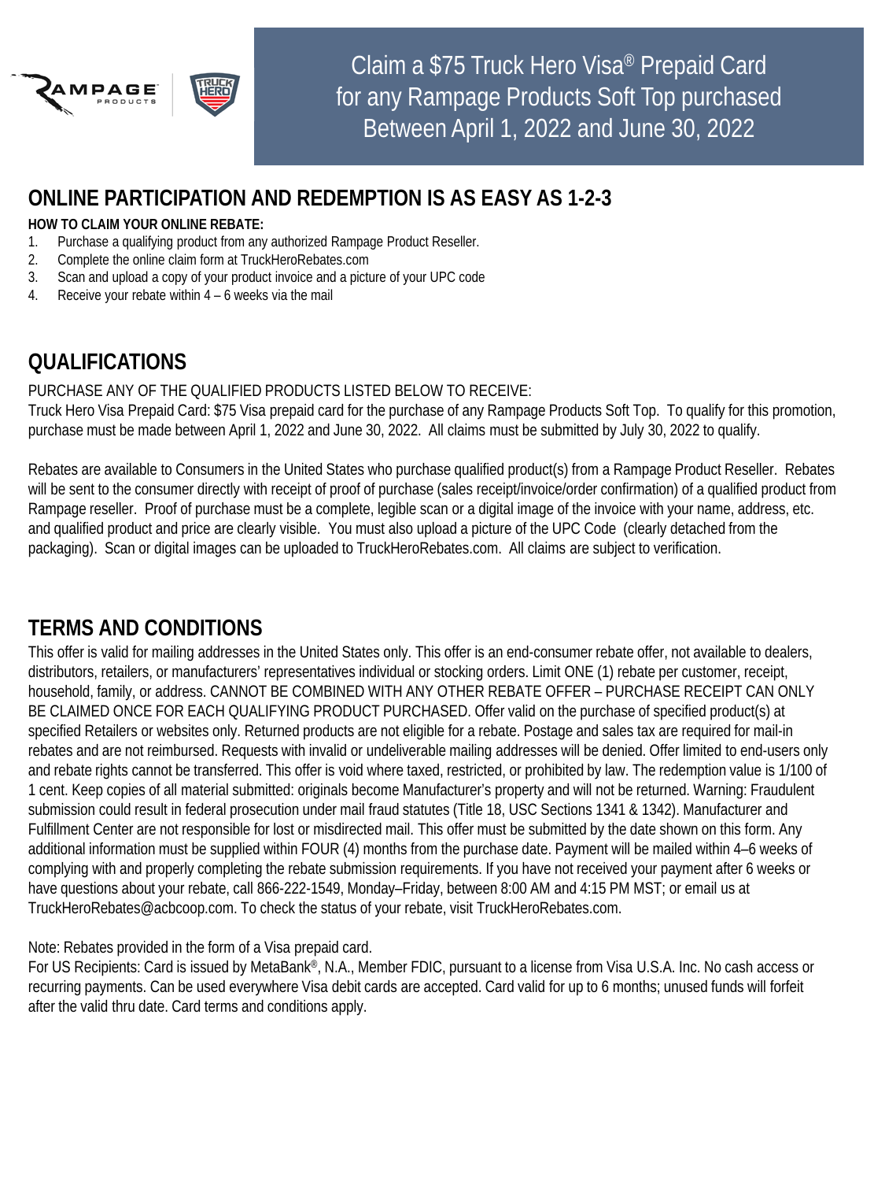# Claim a $75 Truck Hero Visa® Prepaid Card for any Rampage Products Soft Top purchased Between April 1, 2022 and June 30, 2022

## ONLINE PARTICIPATION AND REDEMPTION IS AS EASY AS 1-2-3

**HOW TO CLAIM YOUR ONLINE REBATE:**

1. Purchase a qualifying product from any authorized Rampage Product Reseller.
2. Complete the online claim form at TruckHeroRebates.com
3. Scan and upload a copy of your product invoice and a picture of your UPC code
4. Receive your rebate within 4 – 6 weeks via the mail

## QUALIFICATIONS

PURCHASE ANY OF THE QUALIFIED PRODUCTS LISTED BELOW TO RECEIVE:
Truck Hero Visa Prepaid Card: $75 Visa prepaid card for the purchase of any Rampage Products Soft Top. To qualify for this promotion, purchase must be made between April 1, 2022 and June 30, 2022. All claims must be submitted by July 30, 2022 to qualify.

Rebates are available to Consumers in the United States who purchase qualified product(s) from a Rampage Product Reseller. Rebates will be sent to the consumer directly with receipt of proof of purchase (sales receipt/invoice/order confirmation) of a qualified product from Rampage reseller. Proof of purchase must be a complete, legible scan or a digital image of the invoice with your name, address, etc. and qualified product and price are clearly visible. You must also upload a picture of the UPC Code (clearly detached from the packaging). Scan or digital images can be uploaded to TruckHeroRebates.com. All claims are subject to verification.

## TERMS AND CONDITIONS

This offer is valid for mailing addresses in the United States only. This offer is an end-consumer rebate offer, not available to dealers, distributors, retailers, or manufacturers' representatives individual or stocking orders. Limit ONE (1) rebate per customer, receipt, household, family, or address. CANNOT BE COMBINED WITH ANY OTHER REBATE OFFER – PURCHASE RECEIPT CAN ONLY BE CLAIMED ONCE FOR EACH QUALIFYING PRODUCT PURCHASED. Offer valid on the purchase of specified product(s) at specified Retailers or websites only. Returned products are not eligible for a rebate. Postage and sales tax are required for mail-in rebates and are not reimbursed. Requests with invalid or undeliverable mailing addresses will be denied. Offer limited to end-users only and rebate rights cannot be transferred. This offer is void where taxed, restricted, or prohibited by law. The redemption value is 1/100 of 1 cent. Keep copies of all material submitted: originals become Manufacturer's property and will not be returned. Warning: Fraudulent submission could result in federal prosecution under mail fraud statutes (Title 18, USC Sections 1341 & 1342). Manufacturer and Fulfillment Center are not responsible for lost or misdirected mail. This offer must be submitted by the date shown on this form. Any additional information must be supplied within FOUR (4) months from the purchase date. Payment will be mailed within 4–6 weeks of complying with and properly completing the rebate submission requirements. If you have not received your payment after 6 weeks or have questions about your rebate, call 866-222-1549, Monday–Friday, between 8:00 AM and 4:15 PM MST; or email us at TruckHeroRebates@acbcoop.com. To check the status of your rebate, visit TruckHeroRebates.com.

Note: Rebates provided in the form of a Visa prepaid card.
For US Recipients: Card is issued by MetaBank®, N.A., Member FDIC, pursuant to a license from Visa U.S.A. Inc. No cash access or recurring payments. Can be used everywhere Visa debit cards are accepted. Card valid for up to 6 months; unused funds will forfeit after the valid thru date. Card terms and conditions apply.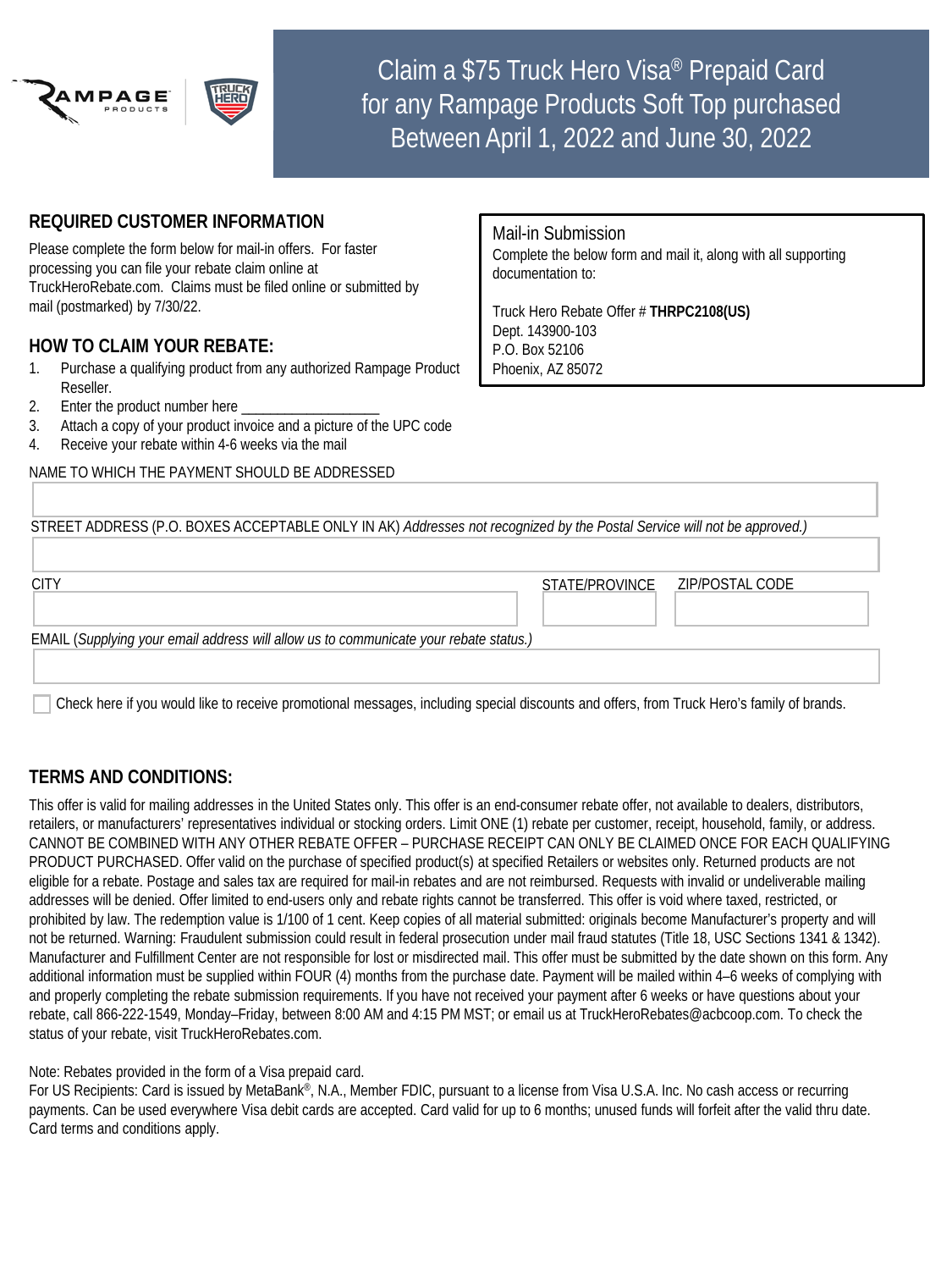# Claim a $75 Truck Hero Visa® Prepaid Card for any Rampage Products Soft Top purchased Between April 1, 2022 and June 30, 2022

## REQUIRED CUSTOMER INFORMATION

Please complete the form below for mail-in offers. For faster processing you can file your rebate claim online at TruckHeroRebate.com. Claims must be filed online or submitted by mail (postmarked) by 7/30/22.

## HOW TO CLAIM YOUR REBATE:

1. Purchase a qualifying product from any authorized Rampage Product Reseller.
2. Enter the product number here ___________________
3. Attach a copy of your product invoice and a picture of the UPC code
4. Receive your rebate within 4-6 weeks via the mail

**Mail-in Submission**

Complete the below form and mail it, along with all supporting documentation to:

Truck Hero Rebate Offer # **THRPC2108(US)**
Dept. 143900-103
P.O. Box 52106
Phoenix, AZ 85072

NAME TO WHICH THE PAYMENT SHOULD BE ADDRESSED

STREET ADDRESS (P.O. BOXES ACCEPTABLE ONLY IN AK) *Addresses not recognized by the Postal Service will not be approved.)*

CITY

STATE/PROVINCE

ZIP/POSTAL CODE

EMAIL (*Supplying your email address will allow us to communicate your rebate status.)*

☐ Check here if you would like to receive promotional messages, including special discounts and offers, from Truck Hero's family of brands.

## TERMS AND CONDITIONS:

This offer is valid for mailing addresses in the United States only. This offer is an end-consumer rebate offer, not available to dealers, distributors, retailers, or manufacturers' representatives individual or stocking orders. Limit ONE (1) rebate per customer, receipt, household, family, or address. CANNOT BE COMBINED WITH ANY OTHER REBATE OFFER – PURCHASE RECEIPT CAN ONLY BE CLAIMED ONCE FOR EACH QUALIFYING PRODUCT PURCHASED. Offer valid on the purchase of specified product(s) at specified Retailers or websites only. Returned products are not eligible for a rebate. Postage and sales tax are required for mail-in rebates and are not reimbursed. Requests with invalid or undeliverable mailing addresses will be denied. Offer limited to end-users only and rebate rights cannot be transferred. This offer is void where taxed, restricted, or prohibited by law. The redemption value is 1/100 of 1 cent. Keep copies of all material submitted: originals become Manufacturer's property and will not be returned. Warning: Fraudulent submission could result in federal prosecution under mail fraud statutes (Title 18, USC Sections 1341 & 1342). Manufacturer and Fulfillment Center are not responsible for lost or misdirected mail. This offer must be submitted by the date shown on this form. Any additional information must be supplied within FOUR (4) months from the purchase date. Payment will be mailed within 4–6 weeks of complying with and properly completing the rebate submission requirements. If you have not received your payment after 6 weeks or have questions about your rebate, call 866-222-1549, Monday–Friday, between 8:00 AM and 4:15 PM MST; or email us at TruckHeroRebates@acbcoop.com. To check the status of your rebate, visit TruckHeroRebates.com.

Note: Rebates provided in the form of a Visa prepaid card.
For US Recipients: Card is issued by MetaBank®, N.A., Member FDIC, pursuant to a license from Visa U.S.A. Inc. No cash access or recurring payments. Can be used everywhere Visa debit cards are accepted. Card valid for up to 6 months; unused funds will forfeit after the valid thru date. Card terms and conditions apply.